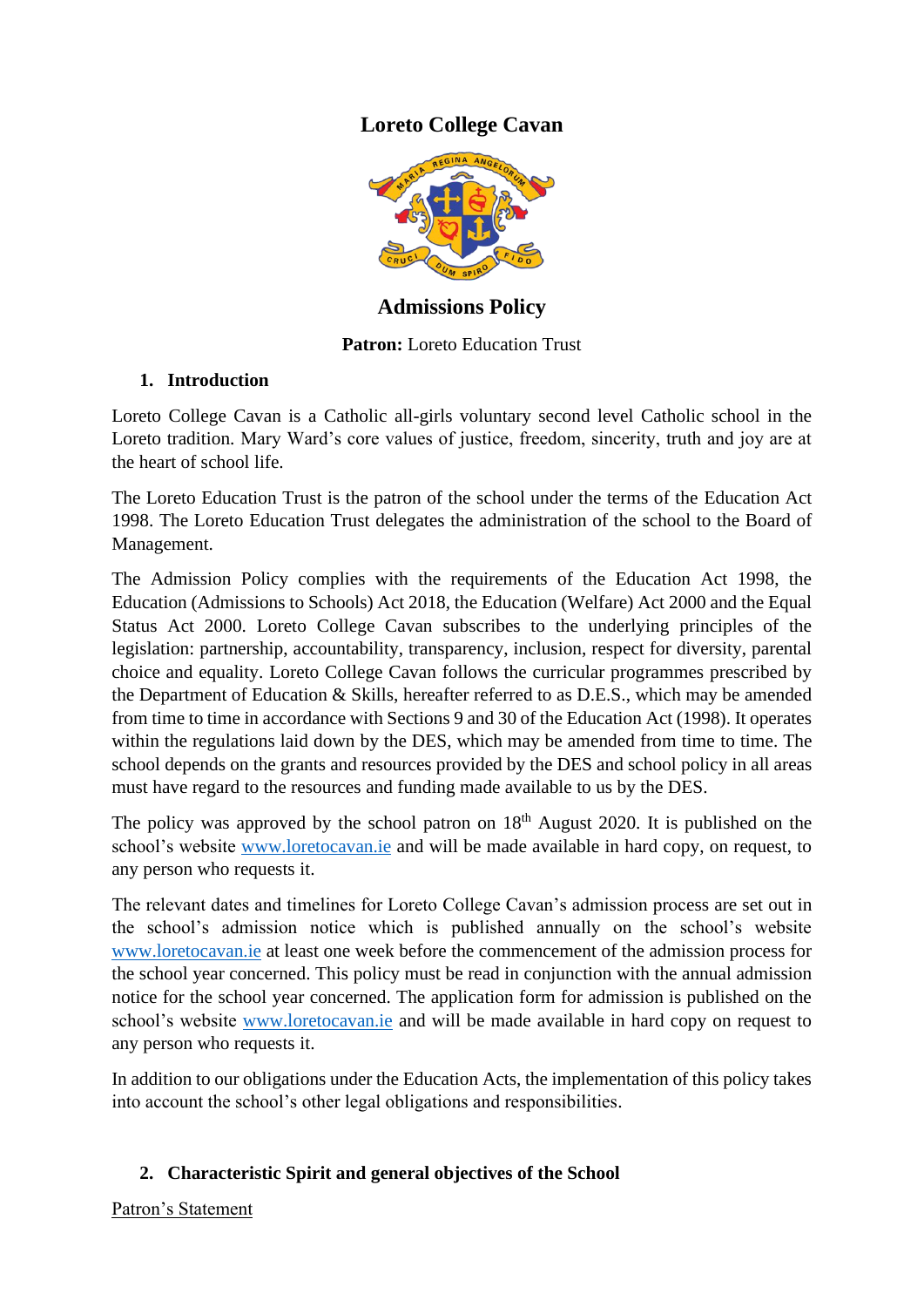# Loreto College Cavan

## Admissions Policy

**Patron:** Loreto Education Trust

### 1. Introduction

Loreto College Cavan is a Catholic all-girls voluntary second level Catholic school in the Loreto tradition. Mary Ward's core values of justice, freedom, sincerity, truth and joy are at the heart of school life.

The Loreto Education Trust is the patron of the school under the terms of the Education Act 1998. The Loreto Education Trust delegates the administration of the school to the Board of Management.

The Admission Policy complies with the requirements of the Education Act 1998, the Education (Admissions to Schools) Act 2018, the Education (Welfare) Act 2000 and the Equal Status Act 2000. Loreto College Cavan subscribes to the underlying principles of the legislation: partnership, accountability, transparency, inclusion, respect for diversity, parental choice and equality. Loreto College Cavan follows the curricular programmes prescribed by the Department of Education & Skills, hereafter referred to as D.E.S., which may be amended from time to time in accordance with Sections 9 and 30 of the Education Act (1998). It operates within the regulations laid down by the DES, which may be amended from time to time. The school depends on the grants and resources provided by the DES and school policy in all areas must have regard to the resources and funding made available to us by the DES.

The policy was approved by the school patron on 18th August 2020. It is published on the school's website www.loretocavan.ie and will be made available in hard copy, on request, to any person who requests it.

The relevant dates and timelines for Loreto College Cavan's admission process are set out in the school's admission notice which is published annually on the school's website www.loretocavan.ie at least one week before the commencement of the admission process for the school year concerned. This policy must be read in conjunction with the annual admission notice for the school year concerned. The application form for admission is published on the school's website www.loretocavan.ie and will be made available in hard copy on request to any person who requests it.

In addition to our obligations under the Education Acts, the implementation of this policy takes into account the school's other legal obligations and responsibilities.

### 2. Characteristic Spirit and general objectives of the School

Patron's Statement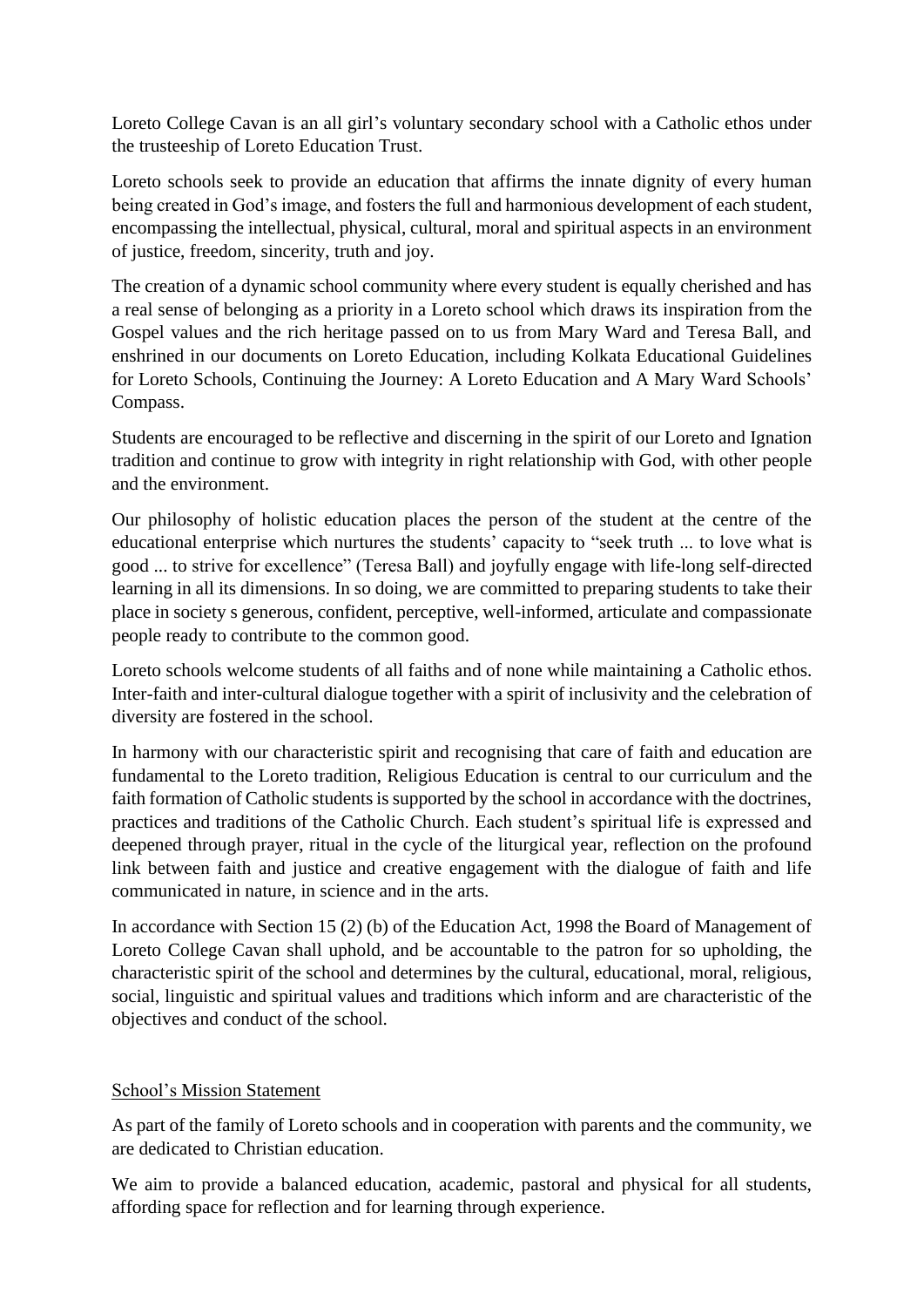Loreto College Cavan is an all girl's voluntary secondary school with a Catholic ethos under the trusteeship of Loreto Education Trust.

Loreto schools seek to provide an education that affirms the innate dignity of every human being created in God's image, and fosters the full and harmonious development of each student, encompassing the intellectual, physical, cultural, moral and spiritual aspects in an environment of justice, freedom, sincerity, truth and joy.

The creation of a dynamic school community where every student is equally cherished and has a real sense of belonging as a priority in a Loreto school which draws its inspiration from the Gospel values and the rich heritage passed on to us from Mary Ward and Teresa Ball, and enshrined in our documents on Loreto Education, including Kolkata Educational Guidelines for Loreto Schools, Continuing the Journey: A Loreto Education and A Mary Ward Schools' Compass.

Students are encouraged to be reflective and discerning in the spirit of our Loreto and Ignation tradition and continue to grow with integrity in right relationship with God, with other people and the environment.

Our philosophy of holistic education places the person of the student at the centre of the educational enterprise which nurtures the students' capacity to "seek truth ... to love what is good ... to strive for excellence" (Teresa Ball) and joyfully engage with life-long self-directed learning in all its dimensions. In so doing, we are committed to preparing students to take their place in society s generous, confident, perceptive, well-informed, articulate and compassionate people ready to contribute to the common good.

Loreto schools welcome students of all faiths and of none while maintaining a Catholic ethos. Inter-faith and inter-cultural dialogue together with a spirit of inclusivity and the celebration of diversity are fostered in the school.

In harmony with our characteristic spirit and recognising that care of faith and education are fundamental to the Loreto tradition, Religious Education is central to our curriculum and the faith formation of Catholic students is supported by the school in accordance with the doctrines, practices and traditions of the Catholic Church. Each student's spiritual life is expressed and deepened through prayer, ritual in the cycle of the liturgical year, reflection on the profound link between faith and justice and creative engagement with the dialogue of faith and life communicated in nature, in science and in the arts.

In accordance with Section 15 (2) (b) of the Education Act, 1998 the Board of Management of Loreto College Cavan shall uphold, and be accountable to the patron for so upholding, the characteristic spirit of the school and determines by the cultural, educational, moral, religious, social, linguistic and spiritual values and traditions which inform and are characteristic of the objectives and conduct of the school.

## School's Mission Statement

As part of the family of Loreto schools and in cooperation with parents and the community, we are dedicated to Christian education.

We aim to provide a balanced education, academic, pastoral and physical for all students, affording space for reflection and for learning through experience.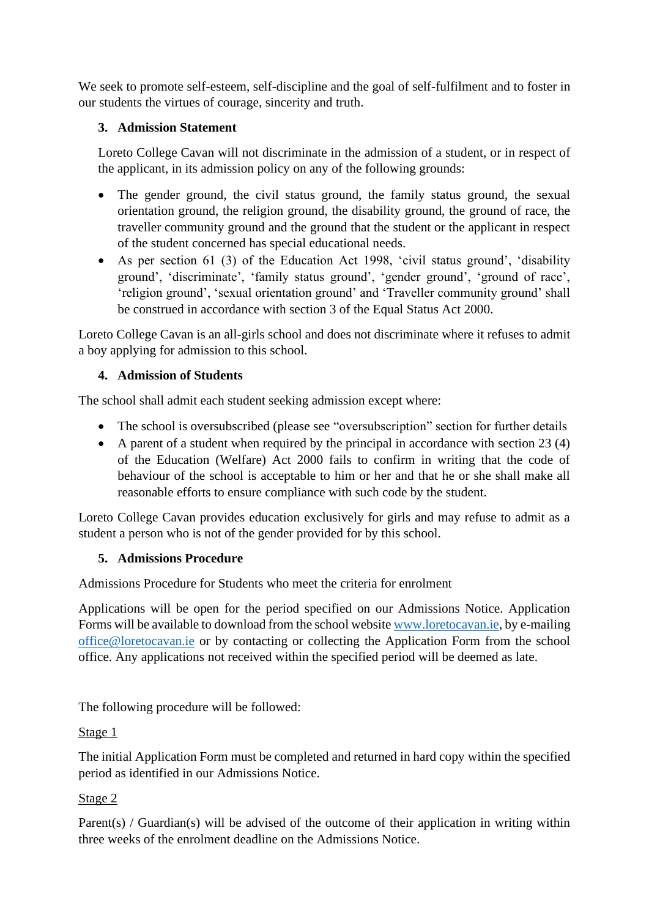We seek to promote self-esteem, self-discipline and the goal of self-fulfilment and to foster in our students the virtues of courage, sincerity and truth.

## 3. Admission Statement

Loreto College Cavan will not discriminate in the admission of a student, or in respect of the applicant, in its admission policy on any of the following grounds:

- The gender ground, the civil status ground, the family status ground, the sexual orientation ground, the religion ground, the disability ground, the ground of race, the traveller community ground and the ground that the student or the applicant in respect of the student concerned has special educational needs.
- As per section 61 (3) of the Education Act 1998, 'civil status ground', 'disability ground', 'discriminate', 'family status ground', 'gender ground', 'ground of race', 'religion ground', 'sexual orientation ground' and 'Traveller community ground' shall be construed in accordance with section 3 of the Equal Status Act 2000.

Loreto College Cavan is an all-girls school and does not discriminate where it refuses to admit a boy applying for admission to this school.

## 4. Admission of Students

The school shall admit each student seeking admission except where:

- The school is oversubscribed (please see "oversubscription" section for further details
- A parent of a student when required by the principal in accordance with section 23 (4) of the Education (Welfare) Act 2000 fails to confirm in writing that the code of behaviour of the school is acceptable to him or her and that he or she shall make all reasonable efforts to ensure compliance with such code by the student.

Loreto College Cavan provides education exclusively for girls and may refuse to admit as a student a person who is not of the gender provided for by this school.

## 5. Admissions Procedure

Admissions Procedure for Students who meet the criteria for enrolment

Applications will be open for the period specified on our Admissions Notice. Application Forms will be available to download from the school website [www.loretocavan.ie](www.loretocavan.ie), by e-mailing [office@loretocavan.ie](mailto:office@loretocavan.ie) or by contacting or collecting the Application Form from the school office. Any applications not received within the specified period will be deemed as late.

The following procedure will be followed:

Stage 1

The initial Application Form must be completed and returned in hard copy within the specified period as identified in our Admissions Notice.

Stage 2

Parent(s) / Guardian(s) will be advised of the outcome of their application in writing within three weeks of the enrolment deadline on the Admissions Notice.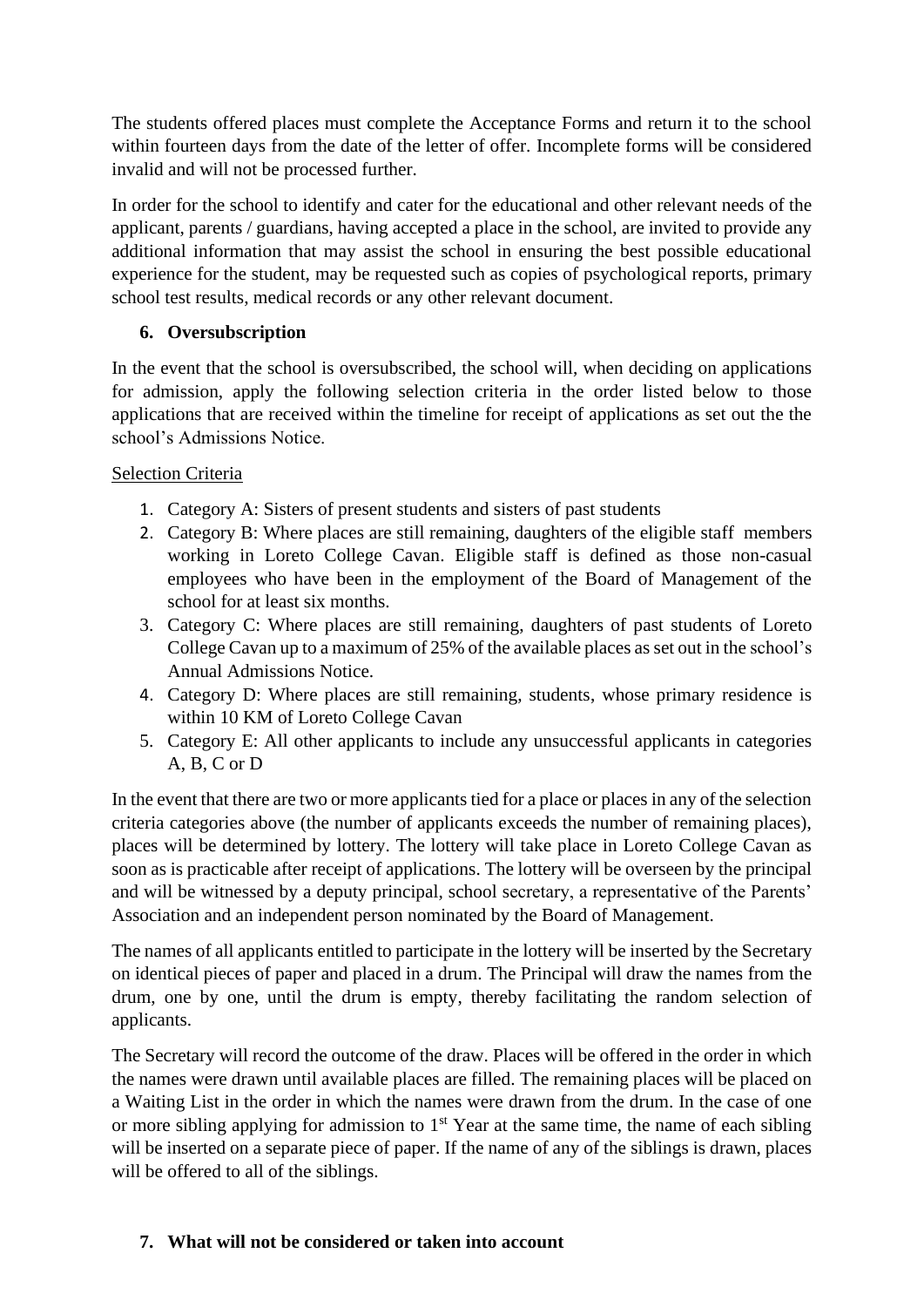The students offered places must complete the Acceptance Forms and return it to the school within fourteen days from the date of the letter of offer. Incomplete forms will be considered invalid and will not be processed further.

In order for the school to identify and cater for the educational and other relevant needs of the applicant, parents / guardians, having accepted a place in the school, are invited to provide any additional information that may assist the school in ensuring the best possible educational experience for the student, may be requested such as copies of psychological reports, primary school test results, medical records or any other relevant document.

## 6. Oversubscription

In the event that the school is oversubscribed, the school will, when deciding on applications for admission, apply the following selection criteria in the order listed below to those applications that are received within the timeline for receipt of applications as set out the the school's Admissions Notice.

Selection Criteria

1. Category A: Sisters of present students and sisters of past students
2. Category B: Where places are still remaining, daughters of the eligible staff members working in Loreto College Cavan. Eligible staff is defined as those non-casual employees who have been in the employment of the Board of Management of the school for at least six months.
3. Category C: Where places are still remaining, daughters of past students of Loreto College Cavan up to a maximum of 25% of the available places as set out in the school's Annual Admissions Notice.
4. Category D: Where places are still remaining, students, whose primary residence is within 10 KM of Loreto College Cavan
5. Category E: All other applicants to include any unsuccessful applicants in categories A, B, C or D

In the event that there are two or more applicants tied for a place or places in any of the selection criteria categories above (the number of applicants exceeds the number of remaining places), places will be determined by lottery. The lottery will take place in Loreto College Cavan as soon as is practicable after receipt of applications. The lottery will be overseen by the principal and will be witnessed by a deputy principal, school secretary, a representative of the Parents' Association and an independent person nominated by the Board of Management.

The names of all applicants entitled to participate in the lottery will be inserted by the Secretary on identical pieces of paper and placed in a drum. The Principal will draw the names from the drum, one by one, until the drum is empty, thereby facilitating the random selection of applicants.

The Secretary will record the outcome of the draw. Places will be offered in the order in which the names were drawn until available places are filled. The remaining places will be placed on a Waiting List in the order in which the names were drawn from the drum. In the case of one or more sibling applying for admission to 1st Year at the same time, the name of each sibling will be inserted on a separate piece of paper. If the name of any of the siblings is drawn, places will be offered to all of the siblings.

## 7. What will not be considered or taken into account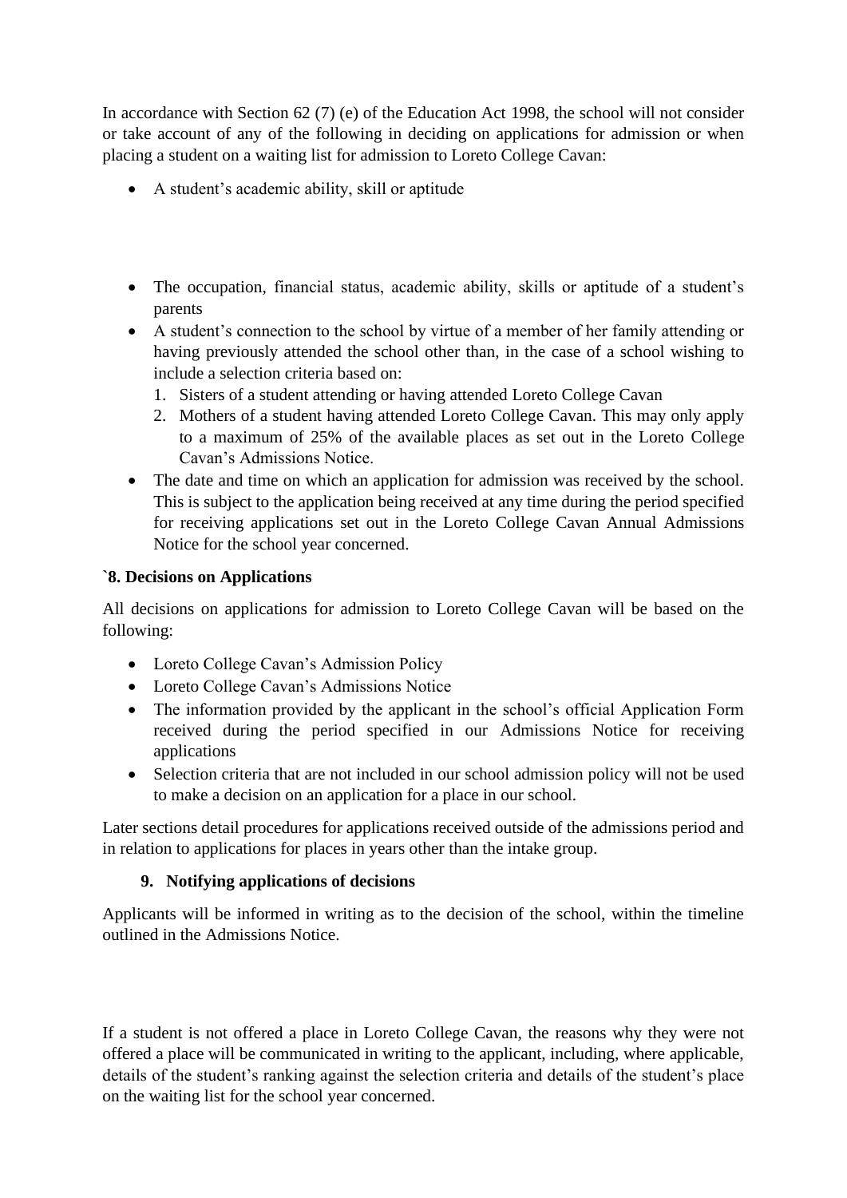In accordance with Section 62 (7) (e) of the Education Act 1998, the school will not consider or take account of any of the following in deciding on applications for admission or when placing a student on a waiting list for admission to Loreto College Cavan:

- A student's academic ability, skill or aptitude
- The occupation, financial status, academic ability, skills or aptitude of a student's parents
- A student's connection to the school by virtue of a member of her family attending or having previously attended the school other than, in the case of a school wishing to include a selection criteria based on:
  1. Sisters of a student attending or having attended Loreto College Cavan
  2. Mothers of a student having attended Loreto College Cavan. This may only apply to a maximum of 25% of the available places as set out in the Loreto College Cavan's Admissions Notice.
- The date and time on which an application for admission was received by the school. This is subject to the application being received at any time during the period specified for receiving applications set out in the Loreto College Cavan Annual Admissions Notice for the school year concerned.

### `8. Decisions on Applications

All decisions on applications for admission to Loreto College Cavan will be based on the following:

- Loreto College Cavan's Admission Policy
- Loreto College Cavan's Admissions Notice
- The information provided by the applicant in the school's official Application Form received during the period specified in our Admissions Notice for receiving applications
- Selection criteria that are not included in our school admission policy will not be used to make a decision on an application for a place in our school.

Later sections detail procedures for applications received outside of the admissions period and in relation to applications for places in years other than the intake group.

### 9. Notifying applications of decisions

Applicants will be informed in writing as to the decision of the school, within the timeline outlined in the Admissions Notice.

If a student is not offered a place in Loreto College Cavan, the reasons why they were not offered a place will be communicated in writing to the applicant, including, where applicable, details of the student's ranking against the selection criteria and details of the student's place on the waiting list for the school year concerned.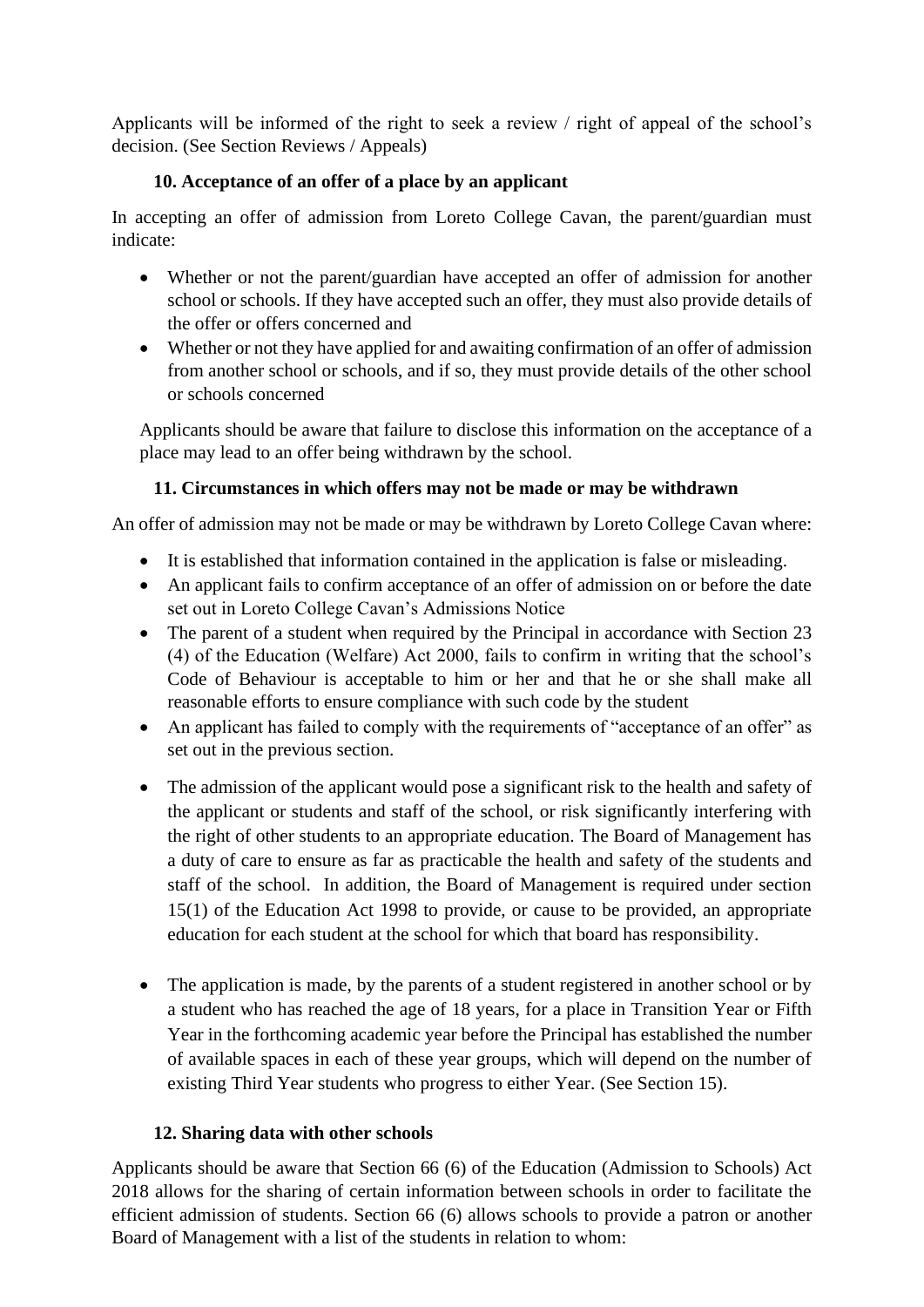Applicants will be informed of the right to seek a review / right of appeal of the school's decision. (See Section Reviews / Appeals)

### 10. Acceptance of an offer of a place by an applicant

In accepting an offer of admission from Loreto College Cavan, the parent/guardian must indicate:

- Whether or not the parent/guardian have accepted an offer of admission for another school or schools. If they have accepted such an offer, they must also provide details of the offer or offers concerned and
- Whether or not they have applied for and awaiting confirmation of an offer of admission from another school or schools, and if so, they must provide details of the other school or schools concerned

Applicants should be aware that failure to disclose this information on the acceptance of a place may lead to an offer being withdrawn by the school.

### 11. Circumstances in which offers may not be made or may be withdrawn

An offer of admission may not be made or may be withdrawn by Loreto College Cavan where:

- It is established that information contained in the application is false or misleading.
- An applicant fails to confirm acceptance of an offer of admission on or before the date set out in Loreto College Cavan's Admissions Notice
- The parent of a student when required by the Principal in accordance with Section 23 (4) of the Education (Welfare) Act 2000, fails to confirm in writing that the school's Code of Behaviour is acceptable to him or her and that he or she shall make all reasonable efforts to ensure compliance with such code by the student
- An applicant has failed to comply with the requirements of "acceptance of an offer" as set out in the previous section.
- The admission of the applicant would pose a significant risk to the health and safety of the applicant or students and staff of the school, or risk significantly interfering with the right of other students to an appropriate education. The Board of Management has a duty of care to ensure as far as practicable the health and safety of the students and staff of the school. In addition, the Board of Management is required under section 15(1) of the Education Act 1998 to provide, or cause to be provided, an appropriate education for each student at the school for which that board has responsibility.
- The application is made, by the parents of a student registered in another school or by a student who has reached the age of 18 years, for a place in Transition Year or Fifth Year in the forthcoming academic year before the Principal has established the number of available spaces in each of these year groups, which will depend on the number of existing Third Year students who progress to either Year. (See Section 15).

### 12. Sharing data with other schools

Applicants should be aware that Section 66 (6) of the Education (Admission to Schools) Act 2018 allows for the sharing of certain information between schools in order to facilitate the efficient admission of students. Section 66 (6) allows schools to provide a patron or another Board of Management with a list of the students in relation to whom: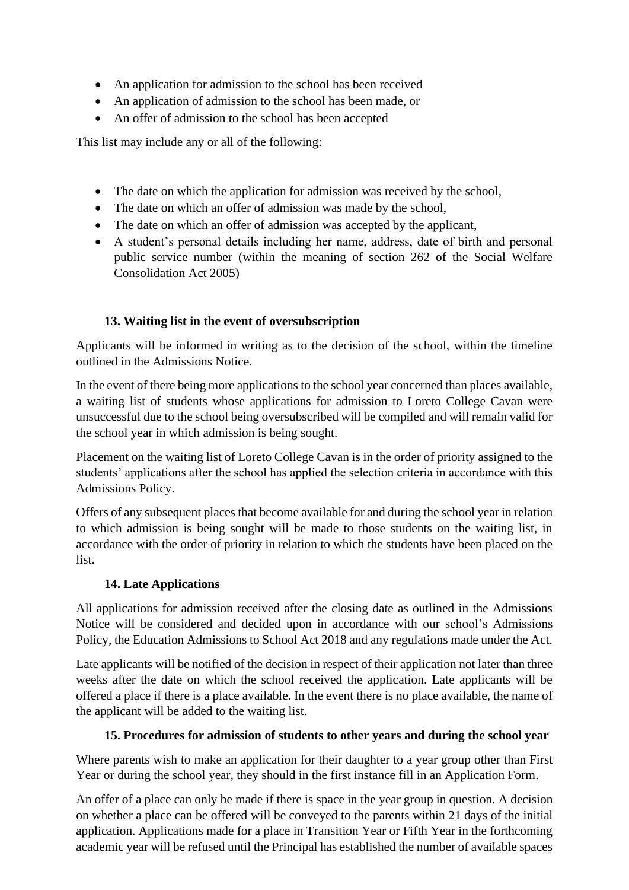- An application for admission to the school has been received
- An application of admission to the school has been made, or
- An offer of admission to the school has been accepted

This list may include any or all of the following:

- The date on which the application for admission was received by the school,
- The date on which an offer of admission was made by the school,
- The date on which an offer of admission was accepted by the applicant,
- A student's personal details including her name, address, date of birth and personal public service number (within the meaning of section 262 of the Social Welfare Consolidation Act 2005)

### 13. Waiting list in the event of oversubscription

Applicants will be informed in writing as to the decision of the school, within the timeline outlined in the Admissions Notice.

In the event of there being more applications to the school year concerned than places available, a waiting list of students whose applications for admission to Loreto College Cavan were unsuccessful due to the school being oversubscribed will be compiled and will remain valid for the school year in which admission is being sought.

Placement on the waiting list of Loreto College Cavan is in the order of priority assigned to the students' applications after the school has applied the selection criteria in accordance with this Admissions Policy.

Offers of any subsequent places that become available for and during the school year in relation to which admission is being sought will be made to those students on the waiting list, in accordance with the order of priority in relation to which the students have been placed on the list.

### 14. Late Applications

All applications for admission received after the closing date as outlined in the Admissions Notice will be considered and decided upon in accordance with our school's Admissions Policy, the Education Admissions to School Act 2018 and any regulations made under the Act.

Late applicants will be notified of the decision in respect of their application not later than three weeks after the date on which the school received the application. Late applicants will be offered a place if there is a place available. In the event there is no place available, the name of the applicant will be added to the waiting list.

### 15. Procedures for admission of students to other years and during the school year

Where parents wish to make an application for their daughter to a year group other than First Year or during the school year, they should in the first instance fill in an Application Form.

An offer of a place can only be made if there is space in the year group in question. A decision on whether a place can be offered will be conveyed to the parents within 21 days of the initial application. Applications made for a place in Transition Year or Fifth Year in the forthcoming academic year will be refused until the Principal has established the number of available spaces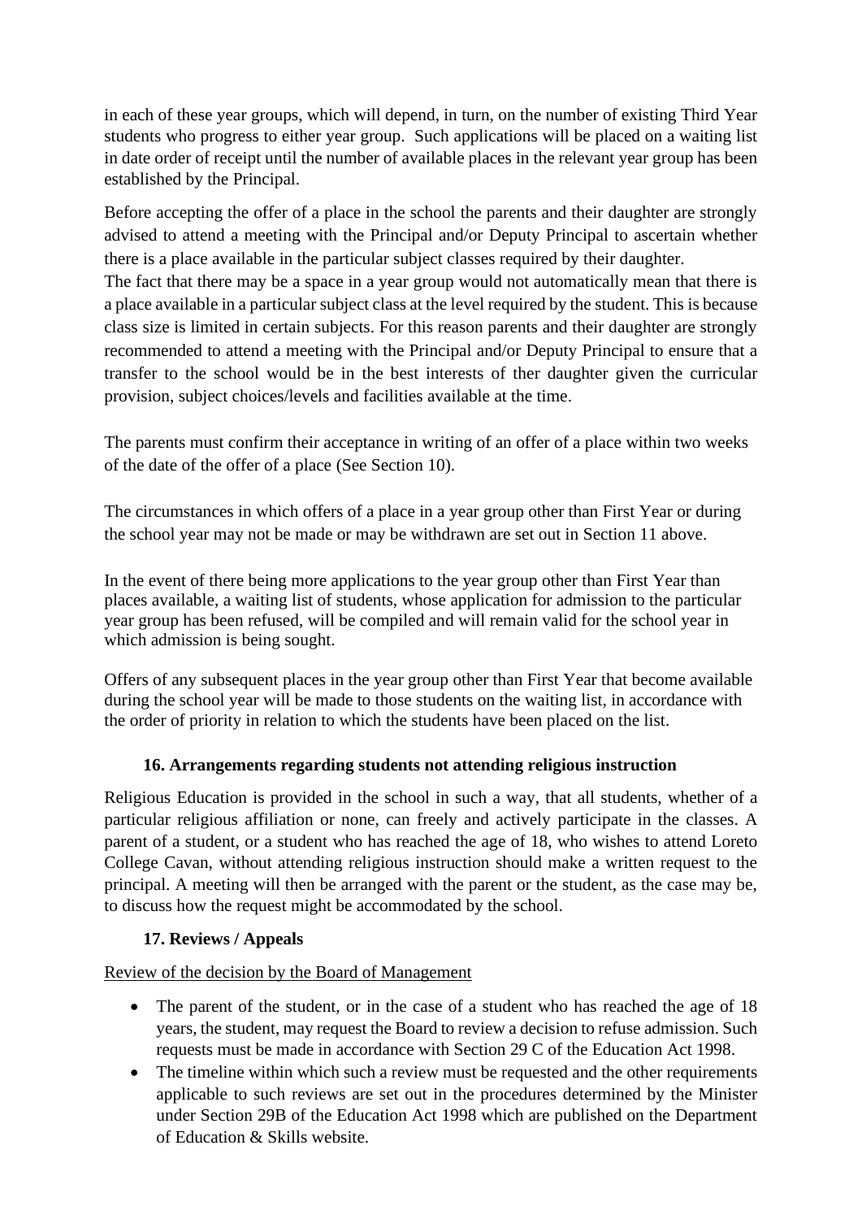in each of these year groups, which will depend, in turn, on the number of existing Third Year students who progress to either year group. Such applications will be placed on a waiting list in date order of receipt until the number of available places in the relevant year group has been established by the Principal.

Before accepting the offer of a place in the school the parents and their daughter are strongly advised to attend a meeting with the Principal and/or Deputy Principal to ascertain whether there is a place available in the particular subject classes required by their daughter.
The fact that there may be a space in a year group would not automatically mean that there is a place available in a particular subject class at the level required by the student. This is because class size is limited in certain subjects. For this reason parents and their daughter are strongly recommended to attend a meeting with the Principal and/or Deputy Principal to ensure that a transfer to the school would be in the best interests of ther daughter given the curricular provision, subject choices/levels and facilities available at the time.

The parents must confirm their acceptance in writing of an offer of a place within two weeks of the date of the offer of a place (See Section 10).

The circumstances in which offers of a place in a year group other than First Year or during the school year may not be made or may be withdrawn are set out in Section 11 above.

In the event of there being more applications to the year group other than First Year than places available, a waiting list of students, whose application for admission to the particular year group has been refused, will be compiled and will remain valid for the school year in which admission is being sought.

Offers of any subsequent places in the year group other than First Year that become available during the school year will be made to those students on the waiting list, in accordance with the order of priority in relation to which the students have been placed on the list.

### 16. Arrangements regarding students not attending religious instruction

Religious Education is provided in the school in such a way, that all students, whether of a particular religious affiliation or none, can freely and actively participate in the classes. A parent of a student, or a student who has reached the age of 18, who wishes to attend Loreto College Cavan, without attending religious instruction should make a written request to the principal. A meeting will then be arranged with the parent or the student, as the case may be, to discuss how the request might be accommodated by the school.

### 17. Reviews / Appeals

Review of the decision by the Board of Management

- The parent of the student, or in the case of a student who has reached the age of 18 years, the student, may request the Board to review a decision to refuse admission. Such requests must be made in accordance with Section 29 C of the Education Act 1998.
- The timeline within which such a review must be requested and the other requirements applicable to such reviews are set out in the procedures determined by the Minister under Section 29B of the Education Act 1998 which are published on the Department of Education & Skills website.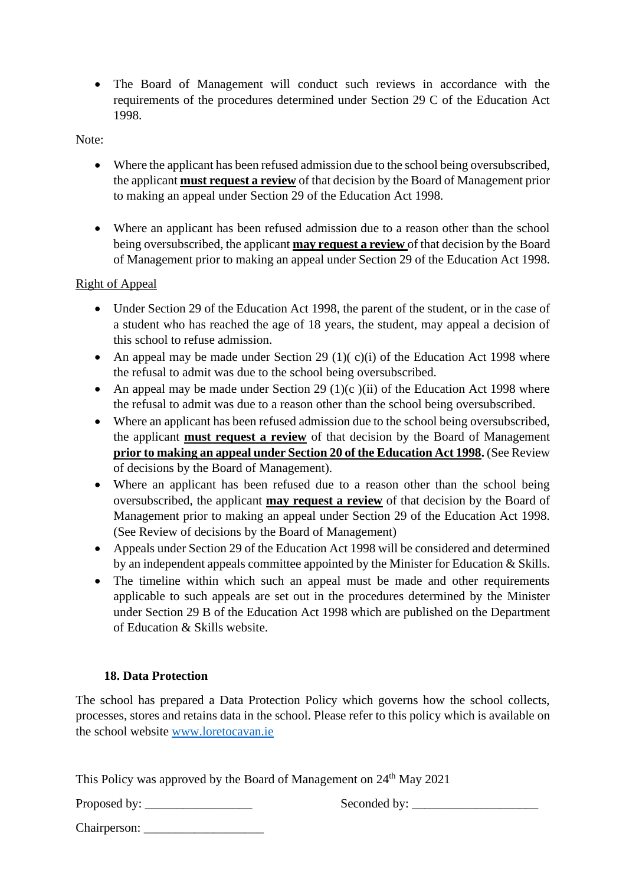- The Board of Management will conduct such reviews in accordance with the requirements of the procedures determined under Section 29 C of the Education Act 1998.

Note:

- Where the applicant has been refused admission due to the school being oversubscribed, the applicant **<u>must request a review</u>** of that decision by the Board of Management prior to making an appeal under Section 29 of the Education Act 1998.

- Where an applicant has been refused admission due to a reason other than the school being oversubscribed, the applicant **<u>may request a review</u>** of that decision by the Board of Management prior to making an appeal under Section 29 of the Education Act 1998.

<u>Right of Appeal</u>

- Under Section 29 of the Education Act 1998, the parent of the student, or in the case of a student who has reached the age of 18 years, the student, may appeal a decision of this school to refuse admission.
- An appeal may be made under Section 29 (1)( c)(i) of the Education Act 1998 where the refusal to admit was due to the school being oversubscribed.
- An appeal may be made under Section 29 (1)(c )(ii) of the Education Act 1998 where the refusal to admit was due to a reason other than the school being oversubscribed.
- Where an applicant has been refused admission due to the school being oversubscribed, the applicant **<u>must request a review</u>** of that decision by the Board of Management **<u>prior to making an appeal under Section 20 of the Education Act 1998</u>.** (See Review of decisions by the Board of Management).
- Where an applicant has been refused due to a reason other than the school being oversubscribed, the applicant **<u>may request a review</u>** of that decision by the Board of Management prior to making an appeal under Section 29 of the Education Act 1998. (See Review of decisions by the Board of Management)
- Appeals under Section 29 of the Education Act 1998 will be considered and determined by an independent appeals committee appointed by the Minister for Education & Skills.
- The timeline within which such an appeal must be made and other requirements applicable to such appeals are set out in the procedures determined by the Minister under Section 29 B of the Education Act 1998 which are published on the Department of Education & Skills website.

### 18. Data Protection

The school has prepared a Data Protection Policy which governs how the school collects, processes, stores and retains data in the school. Please refer to this policy which is available on the school website [www.loretocavan.ie](http://www.loretocavan.ie)

This Policy was approved by the Board of Management on 24th May 2021

Proposed by: _________________ Seconded by: ____________________

Chairperson: ___________________